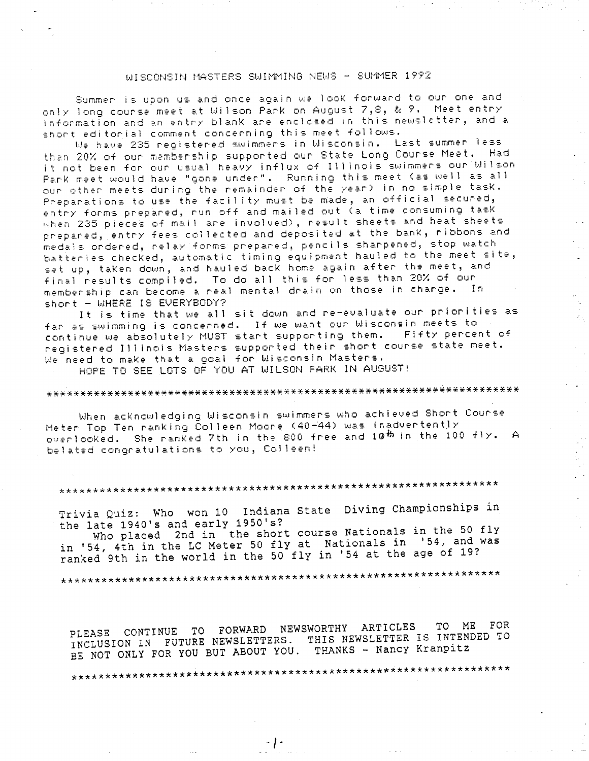# WISCONSIN MASTERS SWIMMING NEWS - SUMMER 1992

Summer is upon us and once again we look forward to our one and only long course meet at Wilson Park on August 7,8, & 9. Meet entry information and an entry blank are enclosed in this newsletter, and a short editorial comment concerning this meet follows.

We have 235 registered swimmers in Wisconsin. Last summer less than 20% of our membership supported our State Long Course Meet. Had it not been for our usual heavy influx of Illinois swimmers our Wilson Park meet would have "gone under". Running this meet (as well as all our other meets during the remainder of the year) in no simple task. Preparations to use the facility must be made, an official secured, entry forms prepared, run off and mailed out (a time consuming task when 235 pieces of mail are involved), result sheets and heat sheets prepared, entry fees collected and deposited at the bank, ribbons and medals ordered, relay forms prepared, pencils sharpened, stop watch batteries checked, automatic timing equipment hauled to the meet site, set up, taken down, and hauled back home again after the meet, and final results compiled. To do all this for less than 20% of our membership can become a real mental drain on those in charge. In short - WHERE IS EVERYBODY?

It is time that we all sit down and re-evaluate our priorities as far as swimming is concerned. If we want our Wisconsin meets to continue we absolutely MUST start supporting them. Fifty percent of registered Illinois Masters supported their short course state meet. We need to make that a goal for Wisconsin Masters.

HOPE TO SEE LOTS OF YOU AT WILSON PARK IN AUGUST!

***********************************************************************

When acknowledging Wisconsin swimmers who achieved Short Course Meter Top Ten ranking Colleen Moore (40-44) was inadvertently overlooked. She ranked 7th in the 800 free and 10th in the 100 fly. A belated congratulations to you, Colleen!

*****************************************************************

Trivia Quiz: Who won 10 Indiana State Diving Championships in the late 1940's and early 1950's?

Who placed 2nd in the short course Nationals in the 50 fly in '54, 4th in the LC Meter 50 fly at Nationals in '54, and was ranked 9th in the world in the 50 fly in '54 at the age of 19?

*****************************************************************

PLEASE CONTINUE TO FORWARD NEWSWORTHY ARTICLES TO ME FOR INCLUSION IN FUTURE NEWSLETTERS. THIS NEWSLETTER IS INTENDED TO BE NOT ONLY FOR YOU BUT ABOUT YOU. THANKS - Nancy Kranpitz

*****************************************************************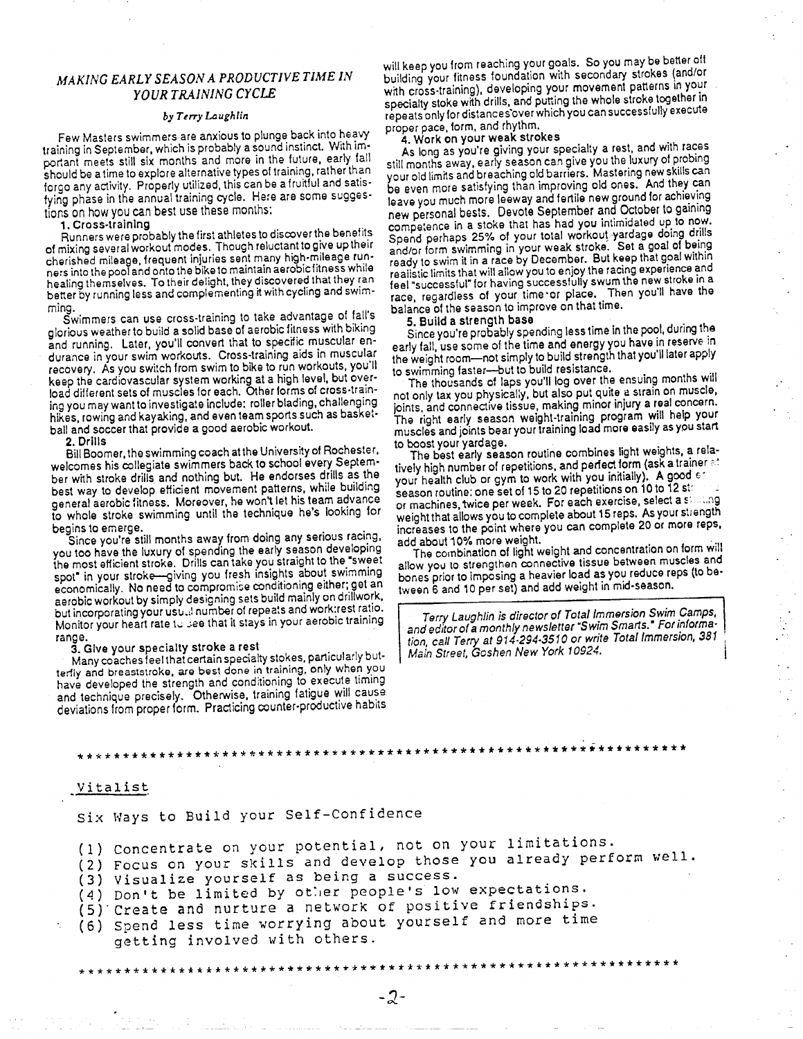## *MAKING EARLY SEASON A PRODUCTIVE TIME IN YOUR TRAINING CYCLE*

*by Terry Laughlin*

Few Masters swimmers are anxious to plunge back into heavy training in September, which is probably a sound instinct. With important meets still six months and more in the future, early fall should be a time to explore alternative types of training, rather than forgo any activity. Properly utilized, this can be a fruitful and satisfying phase in the annual training cycle. Here are some suggestions on how you can best use these months:

**1. Cross-training**

Runners were probably the first athletes to discover the benefits of mixing several workout modes. Though reluctant to give up their cherished mileage, frequent injuries sent many high-mileage runners into the pool and onto the bike to maintain aerobic fitness while healing themselves. To their delight, they discovered that they ran better by running less and complementing it with cycling and swimming.

Swimmers can use cross-training to take advantage of fall's glorious weather to build a solid base of aerobic fitness with biking and running. Later, you'll convert that to specific muscular endurance in your swim workouts. Cross-training aids in muscular recovery. As you switch from swim to bike to run workouts, you'll keep the cardiovascular system working at a high level, but overload different sets of muscles for each. Other forms of cross-training you may want to investigate include: roller blading, challenging hikes, rowing and kayaking, and even team sports such as basketball and soccer that provide a good aerobic workout.

**2. Drills**

Bill Boomer, the swimming coach at the University of Rochester, welcomes his collegiate swimmers back to school every September with stroke drills and nothing but. He endorses drills as the best way to develop efficient movement patterns, while building general aerobic fitness. Moreover, he won't let his team advance to whole stroke swimming until the technique he's looking for begins to emerge.

Since you're still months away from doing any serious racing, you too have the luxury of spending the early season developing the most efficient stroke. Drills can take you straight to the "sweet spot" in your stroke—giving you fresh insights about swimming economically. No need to compromise conditioning either; get an aerobic workout by simply designing sets build mainly on drillwork, but incorporating your usual number of repeats and work:rest ratio. Monitor your heart rate to see that it stays in your aerobic training range.

**3. Give your specialty stroke a rest**

Many coaches feel that certain specialty stokes, particularly butterfly and breaststroke, are best done in training, only when you have developed the strength and conditioning to execute timing and technique precisely. Otherwise, training fatigue will cause deviations from proper form. Practicing counter-productive habits will keep you from reaching your goals. So you may be better off building your fitness foundation with secondary strokes (and/or with cross-training), developing your movement patterns in your specialty stoke with drills, and putting the whole stroke together in repeats only for distances over which you can successfully execute proper pace, form, and rhythm.

**4. Work on your weak strokes**

As long as you're giving your specialty a rest, and with races still months away, early season can give you the luxury of probing your old limits and breaching old barriers. Mastering new skills can be even more satisfying than improving old ones. And they can leave you much more leeway and fertile new ground for achieving new personal bests. Devote September and October to gaining competence in a stoke that has had you intimidated up to now. Spend perhaps 25% of your total workout yardage doing drills and/or form swimming in your weak stroke. Set a goal of being ready to swim it in a race by December. But keep that goal within realistic limits that will allow you to enjoy the racing experience and feel "successful" for having successfully swum the new stroke in a race, regardless of your time or place. Then you'll have the balance of the season to improve on that time.

**5. Build a strength base**

Since you're probably spending less time in the pool, during the early fall, use some of the time and energy you have in reserve in the weight room—not simply to build strength that you'll later apply to swimming faster—but to build resistance.

The thousands of laps you'll log over the ensuing months will not only tax you physically, but also put quite a strain on muscle, joints, and connective tissue, making minor injury a real concern. The right early season weight-training program will help your muscles and joints bear your training load more easily as you start to boost your yardage.

The best early season routine combines light weights, a relatively high number of repetitions, and perfect form (ask a trainer at your health club or gym to work with you initially). A good early season routine: one set of 15 to 20 repetitions on 10 to 12 stations or machines, twice per week. For each exercise, select a starting weight that allows you to complete about 15 reps. As your strength increases to the point where you can complete 20 or more reps, add about 10% more weight.

The combination of light weight and concentration on form will allow you to strengthen connective tissue between muscles and bones prior to imposing a heavier load as you reduce reps (to between 6 and 10 per set) and add weight in mid-season.

*Terry Laughlin is director of Total Immersion Swim Camps, and editor of a monthly newsletter "Swim Smarts." For information, call Terry at 914-294-3510 or write Total Immersion, 381 Main Street, Goshen New York 10924.*

---

Vitalist

Six Ways to Build your Self-Confidence

(1) Concentrate on your potential, not on your limitations.
(2) Focus on your skills and develop those you already perform well.
(3) Visualize yourself as being a success.
(4) Don't be limited by other people's low expectations.
(5) Create and nurture a network of positive friendships.
(6) Spend less time worrying about yourself and more time getting involved with others.

---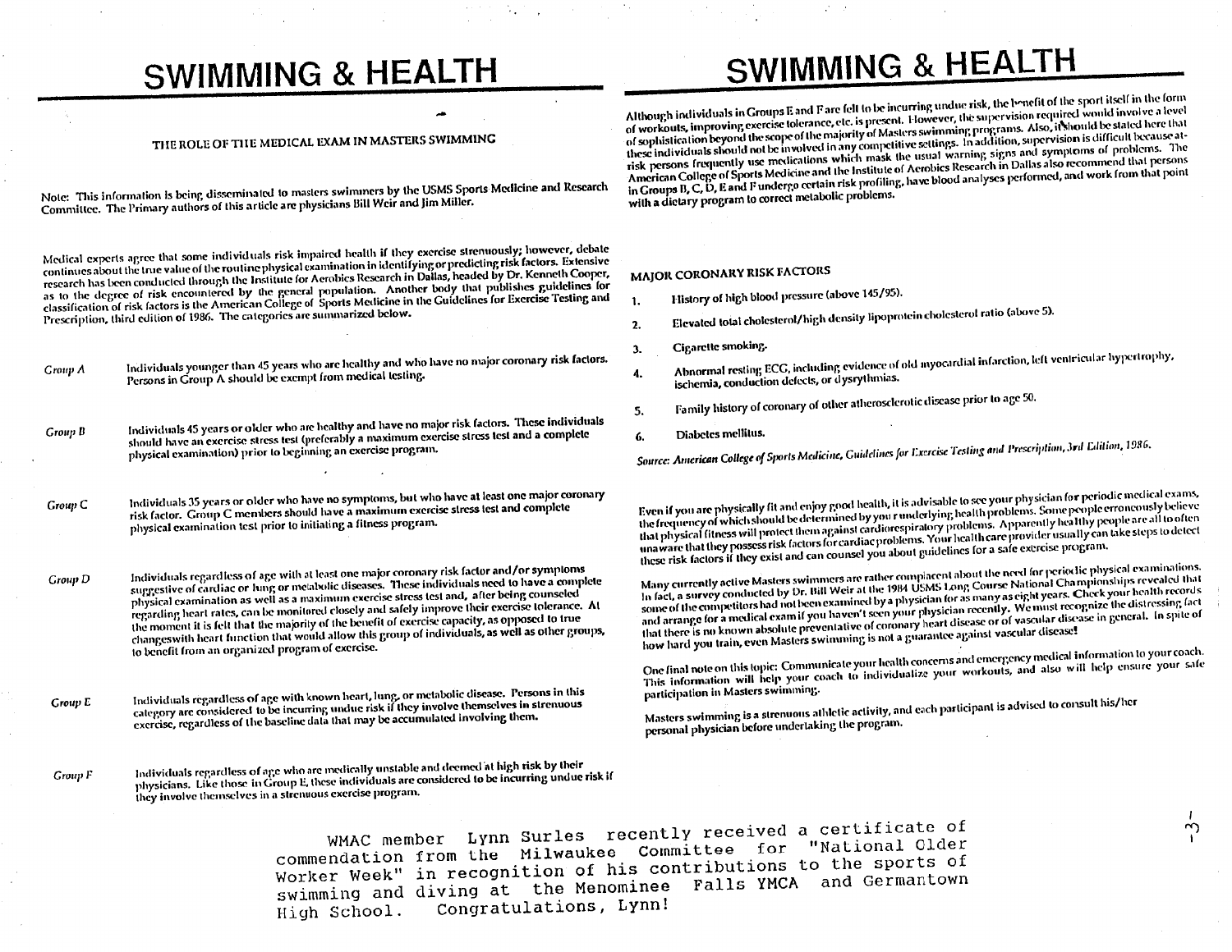# SWIMMING & HEALTH

## THE ROLE OF THE MEDICAL EXAM IN MASTERS SWIMMING

Note: This information is being disseminated to masters swimmers by the USMS Sports Medicine and Research Committee. The Primary authors of this article are physicians Bill Weir and Jim Miller.

Medical experts agree that some individuals risk impaired health if they exercise strenuously; however, debate continues about the true value of the routine physical examination in identifying or predicting risk factors. Extensive research has been conducted through the Institute for Aerobics Research in Dallas, headed by Dr. Kenneth Cooper, as to the degree of risk encountered by the general population. Another body that publishes guidelines for classification of risk factors is the American College of Sports Medicine in the Guidelines for Exercise Testing and Prescription, third edition of 1986. The categories are summarized below.

*Group A* — Individuals younger than 45 years who are healthy and who have no major coronary risk factors. Persons in Group A should be exempt from medical testing.

*Group B* — Individuals 45 years or older who are healthy and have no major risk factors. These individuals should have an exercise stress test (preferably a maximum exercise stress test and a complete physical examination) prior to beginning an exercise program.

*Group C* — Individuals 35 years or older who have no symptoms, but who have at least one major coronary risk factor. Group C members should have a maximum exercise stress test and complete physical examination test prior to initiating a fitness program.

*Group D* — Individuals regardless of age with at least one major coronary risk factor and/or symptoms suggestive of cardiac or lung or metabolic diseases. These individuals need to have a complete physical examination as well as a maximum exercise stress test and, after being counseled regarding heart rates, can be monitored closely and safely improve their exercise tolerance. At the moment it is felt that the majority of the benefit of exercise capacity, as opposed to true changeswith heart function that would allow this group of individuals, as well as other groups, to benefit from an organized program of exercise.

*Group E* — Individuals regardless of age with known heart, lung, or metabolic disease. Persons in this category are considered to be incurring undue risk if they involve themselves in strenuous exercise, regardless of the baseline data that may be accumulated involving them.

*Group F* — Individuals regardless of age who are medically unstable and deemed at high risk by their physicians. Like those in Group E, these individuals are considered to be incurring undue risk if they involve themselves in a strenuous exercise program.

Although individuals in Groups E and F are felt to be incurring undue risk, the benefit of the sport itself in the form of workouts, improving exercise tolerance, etc. is present. However, the supervision required would involve a level of sophistication beyond the scope of the majority of Masters swimming programs. Also, it should be stated here that these individuals should not be involved in any competitive settings. In addition, supervision is difficult because at-risk persons frequently use medications which mask the usual warning signs and symptoms of problems. The American College of Sports Medicine and the Institute of Aerobics Research in Dallas also recommend that persons in Groups B, C, D, E and F undergo certain risk profiling, have blood analyses performed, and work from that point with a dietary program to correct metabolic problems.

### MAJOR CORONARY RISK FACTORS

1. History of high blood pressure (above 145/95).
2. Elevated total cholesterol/high density lipoprotein cholesterol ratio (above 5).
3. Cigarette smoking.
4. Abnormal resting ECG, including evidence of old myocardial infarction, left ventricular hypertrophy, ischemia, conduction defects, or dysrythmias.
5. Family history of coronary of other atherosclerotic disease prior to age 50.
6. Diabetes mellitus.

*Source: American College of Sports Medicine, Guidelines for Exercise Testing and Prescription, 3rd Edition, 1986.*

Even if you are physically fit and enjoy good health, it is advisable to see your physician for periodic medical exams, the frequency of which should be determined by you r underlying health problems. Some people erroneously believe that physical fitness will protect them against cardiorespiratory problems. Apparently healthy people are all to often unaware that they possess risk factors for cardiac problems. Your health care provider usually can take steps to detect these risk factors if they exist and can counsel you about guidelines for a safe exercise program.

Many currently active Masters swimmers are rather complacent about the need for periodic physical examinations. In fact, a survey conducted by Dr. Bill Weir at the 1984 USMS Long Course National Championships revealed that some of the competitors had not been examined by a physician for as many as eight years. Check your health records and arrange for a medical exam if you haven't seen your physician recently. We must recognize the distressing fact that there is no known absolute preventative of coronary heart disease or of vascular disease in general. In spite of how hard you train, even Masters swimming is not a guarantee against vascular disease!

One final note on this topic: Communicate your health concerns and emergency medical information to your coach. This information will help your coach to individualize your workouts, and also will help ensure your safe participation in Masters swimming.

Masters swimming is a strenuous athletic activity, and each participant is advised to consult his/her personal physician before undertaking the program.

WMAC member Lynn Surles recently received a certificate of commendation from the Milwaukee Committee for "National Older Worker Week" in recognition of his contributions to the sports of swimming and diving at the Menominee Falls YMCA and Germantown High School. Congratulations, Lynn!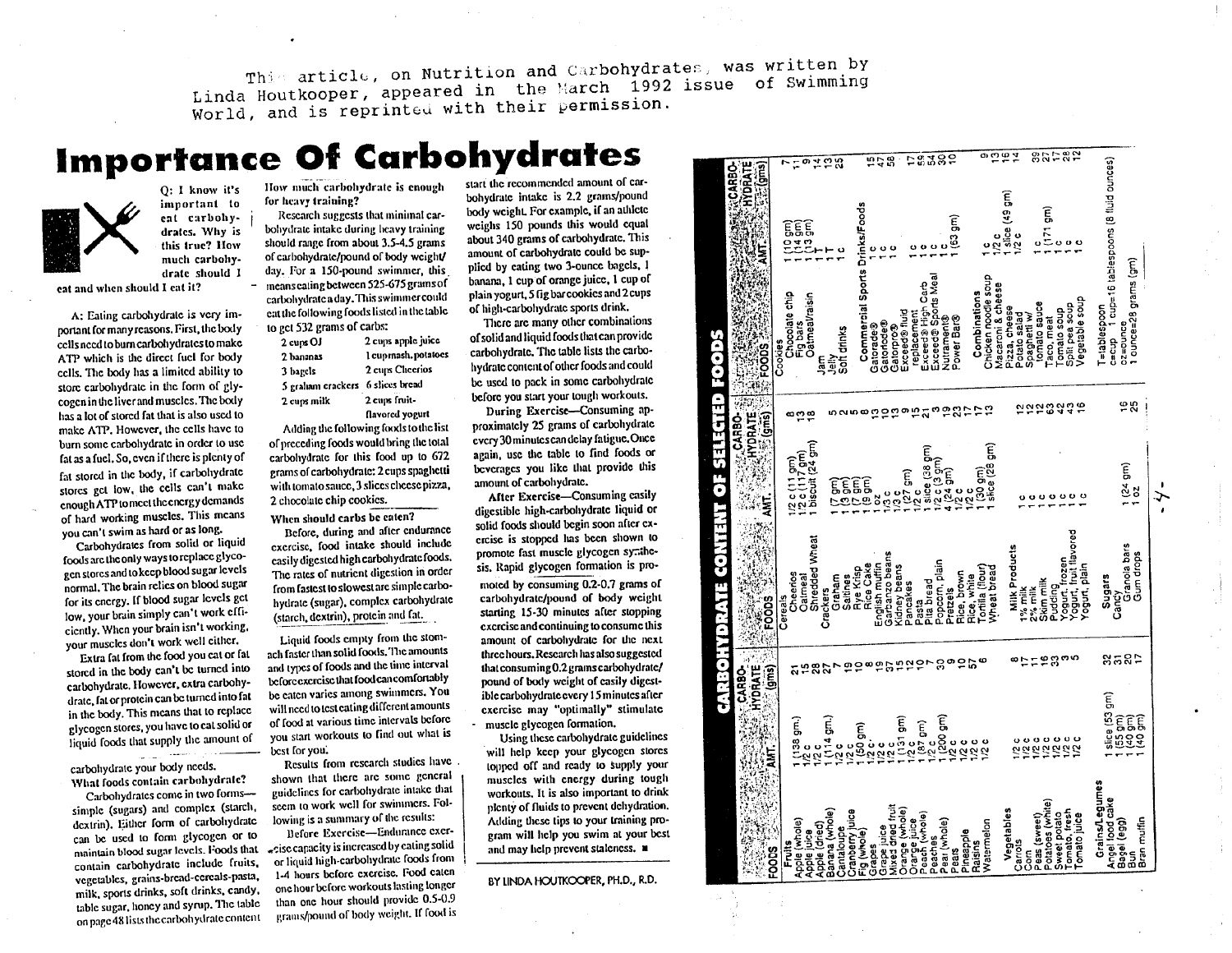This article, on Nutrition and Carbohydrates, was written by Linda Houtkooper, appeared in the March 1992 issue of Swimming World, and is reprinted with their permission.

# Importance Of Carbohydrates

**Q: I know it's important to eat carbohydrates. Why is this true? How much carbohydrate should I eat and when should I eat it?**

A: Eating carbohydrate is very important for many reasons. First, the body cells need to burn carbohydrates to make ATP which is the direct fuel for body cells. The body has a limited ability to store carbohydrate in the form of glycogen in the liver and muscles. The body has a lot of stored fat that is also used to make ATP. However, the cells have to burn some carbohydrate in order to use fat as a fuel. So, even if there is plenty of fat stored in the body, if carbohydrate stores get low, the cells can't make enough ATP to meet the energy demands of hard working muscles. This means you can't swim as hard or as long.

Carbohydrates from solid or liquid foods are the only ways to replace glycogen stores and to keep blood sugar levels normal. The brain relies on blood sugar for its energy. If blood sugar levels get low, your brain simply can't work efficiently. When your brain isn't working, your muscles don't work well either.

Extra fat from the food you eat or fat stored in the body can't be turned into carbohydrate. However, extra carbohydrate, fat or protein can be turned into fat in the body. This means that to replace glycogen stores, you have to eat solid or liquid foods that supply the amount of carbohydrate your body needs.

**What foods contain carbohydrate?**

Carbohydrates come in two forms—simple (sugars) and complex (starch, dextrin). Either form of carbohydrate can be used to form glycogen or to maintain blood sugar levels. Foods that contain carbohydrate include fruits, vegetables, grains-bread-cereals-pasta, milk, sports drinks, soft drinks, candy, table sugar, honey and syrup. The table on page 48 lists the carbohydrate content

**How much carbohydrate is enough for heavy training?**

Research suggests that minimal carbohydrate intake during heavy training should range from about 3.5-4.5 grams of carbohydrate/pound of body weight/day. For a 150-pound swimmer, this means eating between 525-675 grams of carbohydrate a day. This swimmer could eat the following foods listed in the table to get 532 grams of carbs:

| | |
|---|---|
| 2 cups OJ | 2 cups apple juice |
| 2 bananas | 1 cup mash. potatoes |
| 3 bagels | 2 cups Cheerios |
| 5 graham crackers | 6 slices bread |
| 2 cups milk | 2 cups fruit-flavored yogurt |

Adding the following foods to the list of preceding foods would bring the total carbohydrate for this food up to 672 grams of carbohydrate: 2 cups spaghetti with tomato sauce, 3 slices cheese pizza, 2 chocolate chip cookies.

**When should carbs be eaten?**

Before, during and after endurance exercise, food intake should include easily digested high carbohydrate foods. The rates of nutrient digestion in order from fastest to slowest are simple carbohydrate (sugar), complex carbohydrate (starch, dextrin), protein and fat.

Liquid foods empty from the stomach faster than solid foods. The amounts and types of foods and the time interval before exercise that food can comfortably be eaten varies among swimmers. You will need to test eating different amounts of food at various time intervals before you start workouts to find out what is best for you.

Results from research studies have shown that there are some general guidelines for carbohydrate intake that seem to work well for swimmers. Following is a summary of the results:

Before Exercise—Endurance exercise capacity is increased by eating solid or liquid high-carbohydrate foods from 1-4 hours before exercise. Food eaten one hour before workouts lasting longer than one hour should provide 0.5-0.9 grams/pound of body weight. If food is start the recommended amount of carbohydrate intake is 2.2 grams/pound body weight. For example, if an athlete weighs 150 pounds this would equal about 340 grams of carbohydrate. This amount of carbohydrate could be supplied by eating two 3-ounce bagels, 1 banana, 1 cup of orange juice, 1 cup of plain yogurt, 5 fig bar cookies and 2 cups of high-carbohydrate sports drink.

There are many other combinations of solid and liquid foods that can provide carbohydrate. The table lists the carbohydrate content of other foods and could be used to pack in some carbohydrate before you start your tough workouts.

During Exercise—Consuming approximately 25 grams of carbohydrate every 30 minutes can delay fatigue. Once again, use the table to find foods or beverages you like that provide this amount of carbohydrate.

After Exercise—Consuming easily digestible high-carbohydrate liquid or solid foods should begin soon after exercise is stopped has been shown to promote fast muscle glycogen synthesis. Rapid glycogen formation is promoted by consuming 0.2-0.7 grams of carbohydrate/pound of body weight starting 15-30 minutes after stopping exercise and continuing to consume this amount of carbohydrate for the next three hours. Research has also suggested that consuming 0.2 grams carbohydrate/pound of body weight of easily digestible carbohydrate every 15 minutes after exercise may "optimally" stimulate muscle glycogen formation.

Using these carbohydrate guidelines will help keep your glycogen stores topped off and ready to supply your muscles with energy during tough workouts. It is also important to drink plenty of fluids to prevent dehydration. Adding these tips to your training program will help you swim at your best and may help prevent staleness. ■

BY LINDA HOUTKOOPER, PH.D., R.D.

## CARBOHYDRATE CONTENT OF SELECTED FOODS

| FOODS | AMT. | CARBOHYDRATE (gms) |
|---|---|---|
| **Fruits** | | |
| Apple (whole) | 1 (138 gm.) | 21 |
| Apple juice | 1/2 c | 15 |
| Apple (dried) | 1/2 c | 28 |
| Banana (whole) | 1 (114 gm.) | 27 |
| Cantaloupe | 1/2 c | 7 |
| Cranberry juice | 1/2 c | 19 |
| Fig (whole) | 1 (50 gm) | 10 |
| Grapes | 1/2 c | 8 |
| Grape juice | 1/2 c | 19 |
| Mixed dried fruit | 1/2 c | 37 |
| Orange (whole) | 1 (131 gm) | 15 |
| Orange juice | 1/2 c | 12 |
| Peach (whole) | 1 (87 gm) | 10 |
| Peaches | 1/2 c | 7 |
| Pear (whole) | 1 (200 gm) | 30 |
| Peas | 1/2 c | 9 |
| Pineapple | 1/2 c | 10 |
| Raisins | 1/2 c | 57 |
| Watermelon | 1/2 c | 6 |
| **Vegetables** | | |
| Carrots | 1/2 c | 8 |
| Corn | 1/2 c | 17 |
| Peas (sweet) | 1/2 c | 11 |
| Potatoes (white) | 1/2 c | 16 |
| Sweet potato | 1/2 c | 33 |
| Tomato, fresh | 1/2 c | 3 |
| Tomato juice | 1/2 c | 5 |
| **Grains/Legumes** | | |
| Angel food cake | 1 slice (53 gm) | 32 |
| Bagel (egg) | 1 (55 gm) | 31 |
| Bun | 1 (40 gm) | 20 |
| Bran muffin | 1 (40 gm) | 17 |
| **Cereals** | | |
| Cheerios | 1/2 c (11 gm) | 8 |
| Oatmeal | 1/2 c (117 gm) | 13 |
| Shredded Wheat | 1 biscuit (24 gm) | 18 |
| **Crackers** | | |
| Graham | 1 (7 gm) | 5 |
| Saltines | 1 (3 gm) | 2 |
| Rye Krisp | 1 (7 gm) | 5 |
| Rice Cake | 1 (9 gm) | 8 |
| English muffin | 1 oz | 13 |
| Garbanzo beans | 1/3 c | 10 |
| Kidney beans | 1/3 c | 13 |
| Pancakes | 1 (27 gm) | 9 |
| Pasta | 1/2 c | 15 |
| Pita bread | 1 slice (38 gm) | 21 |
| Popcorn, plain | 1/2 c (3 gm) | 3 |
| Pretzels | 4 (24 gm) | 19 |
| Rice, brown | 1/2 c | 23 |
| Rice, white | 1/2 c | 17 |
| Tortilla (flour) | 1 (30 gm) | 17 |
| Wheat bread | 1 slice (28 gm) | 13 |
| **Milk Products** | | |
| 1% milk | 1 c | 12 |
| 2% milk | 1 c | 12 |
| Skim milk | 1 c | 12 |
| Pudding | 1 c | 63 |
| Yogurt, frozen | 1 c | 42 |
| Yogurt, fruit flavored | 1 c | 43 |
| Yogurt, plain | 1 c | 16 |
| **Sugars** | | |
| Candy | | |
| Granola bars | 1 (24 gm) | 16 |
| Gum drops | 1 oz | 25 |
| **Cookies** | | |
| Chocolate chip | 1 (10 gm) | 7 |
| Fig bars | 1 (14 gm) | 11 |
| Oatmeal/raisin | 1 (13 gm) | 9 |
| Jam | 1 T | 14 |
| Jelly | 1 T | 13 |
| Soft drinks | 1 c | 25 |
| **Commercial Sports Drinks/Foods** | | |
| Gatorade® | 1 c | 15 |
| Gatorlode® | 1 c | 47 |
| Gatorpro® | 1 c | 58 |
| Exceed® fluid replacement | 1 c | 17 |
| Exceed® High Carb | 1 c | 59 |
| Exceed® Sports Meal | 1 c | 54 |
| Nutrament® | 1 c | 30 |
| Power Bar® | 1 (63 gm) | 10 |
| **Combinations** | | |
| Chicken noodle soup | 1 c | 9 |
| Macaroni & cheese | 1/2 c | 13 |
| Pizza, cheese | 1 slice (49 gm) | 16 |
| Potato salad | 1/2 c | 14 |
| Spaghetti w/ tomato sauce | 1 c | 39 |
| Taco, meat | 1 (171 gm) | 27 |
| Tomato soup | 1 c | 17 |
| Split pea soup | 1 c | 28 |
| Vegetable soup | 1 c | 12 |

T=tablespoon
c=cup 1 cup=16 tablespoons (8 fluid ounces)
oz=ounce
1 ounce=28 grams (gm)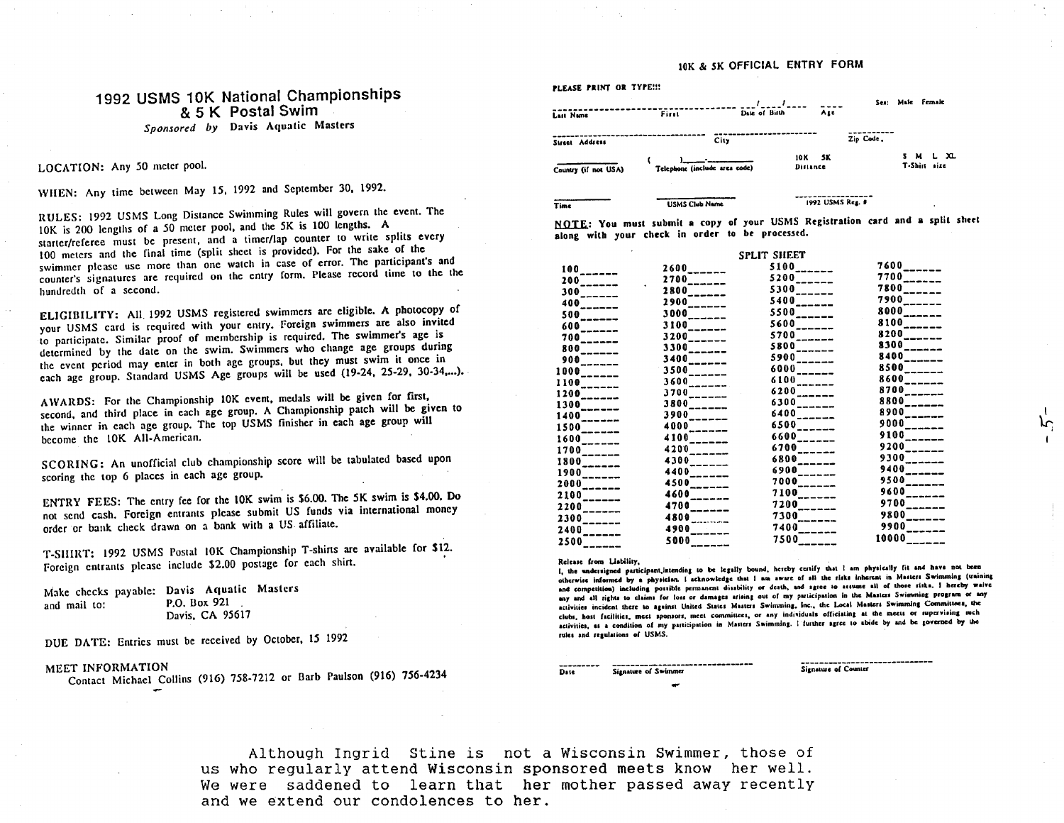# 1992 USMS 10K National Championships & 5 K Postal Swim

*Sponsored by* Davis Aquatic Masters

LOCATION: Any 50 meter pool.

WHEN: Any time between May 15, 1992 and September 30, 1992.

RULES: 1992 USMS Long Distance Swimming Rules will govern the event. The 10K is 200 lengths of a 50 meter pool, and the 5K is 100 lengths. A starter/referee must be present, and a timer/lap counter to write splits every 100 meters and the final time (split sheet is provided). For the sake of the swimmer please use more than one watch in case of error. The participant's and counter's signatures are required on the entry form. Please record time to the the hundredth of a second.

ELIGIBILITY: All 1992 USMS registered swimmers are eligible. A photocopy of your USMS card is required with your entry. Foreign swimmers are also invited to participate. Similar proof of membership is required. The swimmer's age is determined by the date on the swim. Swimmers who change age groups during the event period may enter in both age groups, but they must swim it once in each age group. Standard USMS Age groups will be used (19-24, 25-29, 30-34,...).

AWARDS: For the Championship 10K event, medals will be given for first, second, and third place in each age group. A Championship patch will be given to the winner in each age group. The top USMS finisher in each age group will become the 10K All-American.

SCORING: An unofficial club championship score will be tabulated based upon scoring the top 6 places in each age group.

ENTRY FEES: The entry fee for the 10K swim is $6.00. The 5K swim is $4.00. Do not send cash. Foreign entrants please submit US funds via international money order or bank check drawn on a bank with a US affiliate.

T-SHIRT: 1992 USMS Postal 10K Championship T-shirts are available for $12. Foreign entrants please include $2.00 postage for each shirt.

Make checks payable: Davis Aquatic Masters
and mail to: P.O. Box 921
Davis, CA 95617

DUE DATE: Entries must be received by October, 15 1992

MEET INFORMATION
Contact Michael Collins (916) 758-7212 or Barb Paulson (916) 756-4234

## 10K & 5K OFFICIAL ENTRY FORM

PLEASE PRINT OR TYPE!!!

Last Name ______ First ______ Date of Birth ___/___/___ Age ___ Sex: Male Female

Street Address ______ City ______ Zip Code ______

Country (if not USA) ______ Telephone (include area code) (   )___-_____ 10K 5K Distance S M L XL T-Shirt size

Time ______ USMS Club Name ______ 1992 USMS Reg. # ______

NOTE: You must submit a copy of your USMS Registration card and a split sheet along with your check in order to be processed.

### SPLIT SHEET

| | | | |
|---|---|---|---|
| 100 ______ | 2600 ______ | 5100 ______ | 7600 ______ |
| 200 ______ | 2700 ______ | 5200 ______ | 7700 ______ |
| 300 ______ | 2800 ______ | 5300 ______ | 7800 ______ |
| 400 ______ | 2900 ______ | 5400 ______ | 7900 ______ |
| 500 ______ | 3000 ______ | 5500 ______ | 8000 ______ |
| 600 ______ | 3100 ______ | 5600 ______ | 8100 ______ |
| 700 ______ | 3200 ______ | 5700 ______ | 8200 ______ |
| 800 ______ | 3300 ______ | 5800 ______ | 8300 ______ |
| 900 ______ | 3400 ______ | 5900 ______ | 8400 ______ |
| 1000 ______ | 3500 ______ | 6000 ______ | 8500 ______ |
| 1100 ______ | 3600 ______ | 6100 ______ | 8600 ______ |
| 1200 ______ | 3700 ______ | 6200 ______ | 8700 ______ |
| 1300 ______ | 3800 ______ | 6300 ______ | 8800 ______ |
| 1400 ______ | 3900 ______ | 6400 ______ | 8900 ______ |
| 1500 ______ | 4000 ______ | 6500 ______ | 9000 ______ |
| 1600 ______ | 4100 ______ | 6600 ______ | 9100 ______ |
| 1700 ______ | 4200 ______ | 6700 ______ | 9200 ______ |
| 1800 ______ | 4300 ______ | 6800 ______ | 9300 ______ |
| 1900 ______ | 4400 ______ | 6900 ______ | 9400 ______ |
| 2000 ______ | 4500 ______ | 7000 ______ | 9500 ______ |
| 2100 ______ | 4600 ______ | 7100 ______ | 9600 ______ |
| 2200 ______ | 4700 ______ | 7200 ______ | 9700 ______ |
| 2300 ______ | 4800 ______ | 7300 ______ | 9800 ______ |
| 2400 ______ | 4900 ______ | 7400 ______ | 9900 ______ |
| 2500 ______ | 5000 ______ | 7500 ______ | 10000 ______ |

Release from Liability.
I, the undersigned participant, intending to be legally bound, hereby certify that I am physically fit and have not been otherwise informed by a physician. I acknowledge that I am aware of all the risks inherent in Masters Swimming (training and competition) including possible permanent disability or death, and agree to assume all of those risks. I hereby waive any and all rights to claims for loss or damages arising out of my participation in the Masters Swimming program or any activities incident there to against United States Masters Swimming, Inc., the Local Masters Swimming Committees, the clubs, host facilities, meet sponsors, meet committees, or any individuals officiating at the meets or supervising such activities, as a condition of my participation in Masters Swimming. I further agree to abide by and be governed by the rules and regulations of USMS.

Date ______ Signature of Swimmer ______ Signature of Counter ______

---

Although Ingrid Stine is not a Wisconsin Swimmer, those of us who regularly attend Wisconsin sponsored meets know her well. We were saddened to learn that her mother passed away recently and we extend our condolences to her.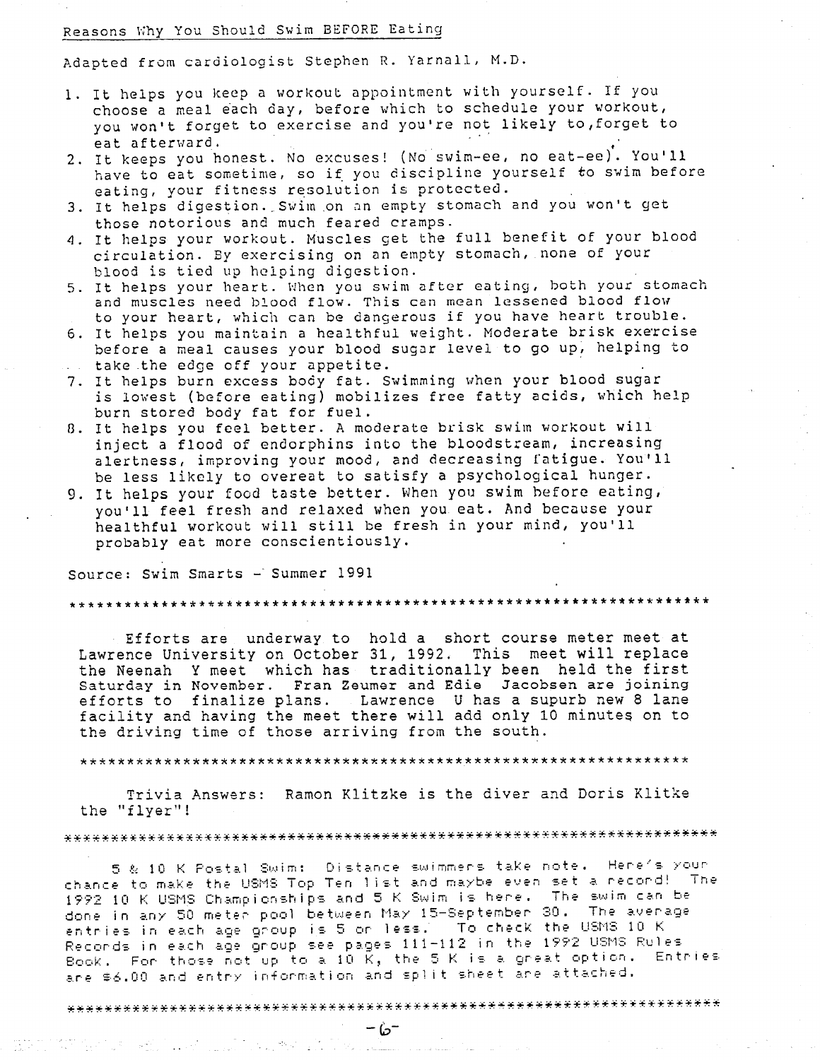Reasons Why You Should Swim BEFORE Eating

Adapted from cardiologist Stephen R. Yarnall, M.D.

1. It helps you keep a workout appointment with yourself. If you choose a meal each day, before which to schedule your workout, you won't forget to exercise and you're not likely to,forget to eat afterward.
2. It keeps you honest. No excuses! (No swim-ee, no eat-ee). You'll have to eat sometime, so if you discipline yourself to swim before eating, your fitness resolution is protected.
3. It helps digestion. Swim on an empty stomach and you won't get those notorious and much feared cramps.
4. It helps your workout. Muscles get the full benefit of your blood circulation. By exercising on an empty stomach, none of your blood is tied up helping digestion.
5. It helps your heart. When you swim after eating, both your stomach and muscles need blood flow. This can mean lessened blood flow to your heart, which can be dangerous if you have heart trouble.
6. It helps you maintain a healthful weight. Moderate brisk exercise before a meal causes your blood sugar level to go up, helping to take the edge off your appetite.
7. It helps burn excess body fat. Swimming when your blood sugar is lowest (before eating) mobilizes free fatty acids, which help burn stored body fat for fuel.
8. It helps you feel better. A moderate brisk swim workout will inject a flood of endorphins into the bloodstream, increasing alertness, improving your mood, and decreasing fatigue. You'll be less likely to overeat to satisfy a psychological hunger.
9. It helps your food taste better. When you swim before eating, you'll feel fresh and relaxed when you eat. And because your healthful workout will still be fresh in your mind, you'll probably eat more conscientiously.

Source: Swim Smarts - Summer 1991

*****************************************************************

Efforts are underway to hold a short course meter meet at Lawrence University on October 31, 1992. This meet will replace the Neenah Y meet which has traditionally been held the first Saturday in November. Fran Zeumer and Edie Jacobsen are joining efforts to finalize plans. Lawrence U has a supurb new 8 lane facility and having the meet there will add only 10 minutes on to the driving time of those arriving from the south.

*****************************************************************

Trivia Answers: Ramon Klitzke is the diver and Doris Klitke the "flyer"!

*****************************************************************

5 & 10 K Postal Swim: Distance swimmers take note. Here's your chance to make the USMS Top Ten list and maybe even set a record! The 1992 10 K USMS Championships and 5 K Swim is here. The swim can be done in any 50 meter pool between May 15-September 30. The average entries in each age group is 5 or less. To check the USMS 10 K Records in each age group see pages 111-112 in the 1992 USMS Rules Book. For those not up to a 10 K, the 5 K is a great option. Entries are $6.00 and entry information and split sheet are attached.

*****************************************************************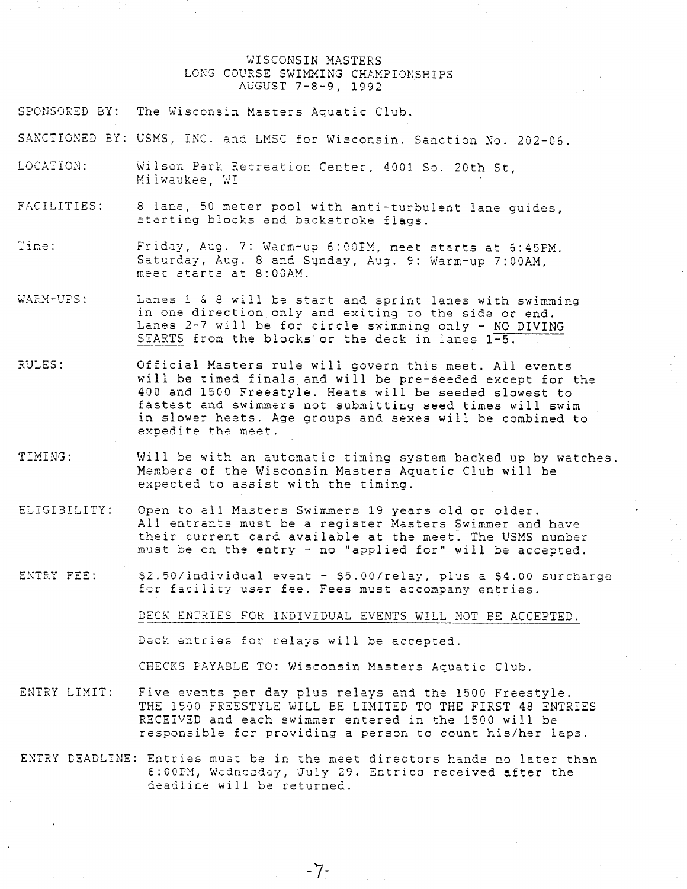# WISCONSIN MASTERS
## LONG COURSE SWIMMING CHAMPIONSHIPS
### AUGUST 7-8-9, 1992

**SPONSORED BY:** The Wisconsin Masters Aquatic Club.

**SANCTIONED BY:** USMS, INC. and LMSC for Wisconsin. Sanction No. 202-06.

**LOCATION:** Wilson Park Recreation Center, 4001 So. 20th St, Milwaukee, WI

**FACILITIES:** 8 lane, 50 meter pool with anti-turbulent lane guides, starting blocks and backstroke flags.

**Time:** Friday, Aug. 7: Warm-up 6:00PM, meet starts at 6:45PM. Saturday, Aug. 8 and Sunday, Aug. 9: Warm-up 7:00AM, meet starts at 8:00AM.

**WARM-UPS:** Lanes 1 & 8 will be start and sprint lanes with swimming in one direction only and exiting to the side or end. Lanes 2-7 will be for circle swimming only - NO DIVING STARTS from the blocks or the deck in lanes 1-5.

**RULES:** Official Masters rule will govern this meet. All events will be timed finals and will be pre-seeded except for the 400 and 1500 Freestyle. Heats will be seeded slowest to fastest and swimmers not submitting seed times will swim in slower heets. Age groups and sexes will be combined to expedite the meet.

**TIMING:** Will be with an automatic timing system backed up by watches. Members of the Wisconsin Masters Aquatic Club will be expected to assist with the timing.

**ELIGIBILITY:** Open to all Masters Swimmers 19 years old or older. All entrants must be a register Masters Swimmer and have their current card available at the meet. The USMS number must be on the entry - no "applied for" will be accepted.

**ENTRY FEE:** $2.50/individual event - $5.00/relay, plus a $4.00 surcharge for facility user fee. Fees must accompany entries.

DECK ENTRIES FOR INDIVIDUAL EVENTS WILL NOT BE ACCEPTED.

Deck entries for relays will be accepted.

CHECKS PAYABLE TO: Wisconsin Masters Aquatic Club.

**ENTRY LIMIT:** Five events per day plus relays and the 1500 Freestyle. THE 1500 FREESTYLE WILL BE LIMITED TO THE FIRST 48 ENTRIES RECEIVED and each swimmer entered in the 1500 will be responsible for providing a person to count his/her laps.

**ENTRY DEADLINE:** Entries must be in the meet directors hands no later than 6:00PM, Wednesday, July 29. Entries received after the deadline will be returned.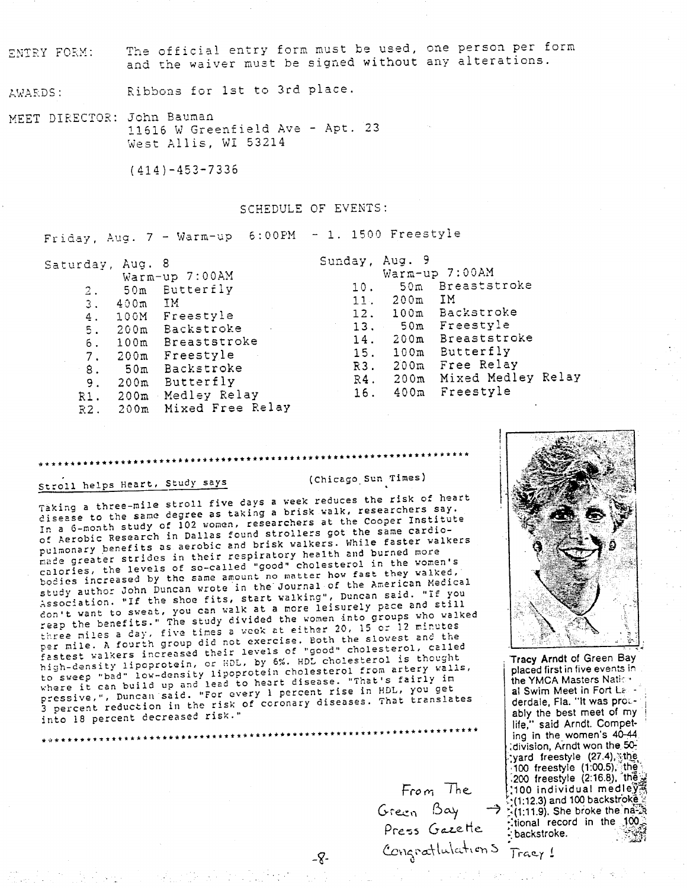ENTRY FORM: The official entry form must be used, one person per form and the waiver must be signed without any alterations.

AWARDS: Ribbons for 1st to 3rd place.

MEET DIRECTOR: John Bauman
11616 W Greenfield Ave - Apt. 23
West Allis, WI 53214

(414)-453-7336

## SCHEDULE OF EVENTS:

Friday, Aug. 7 - Warm-up 6:00PM - 1. 1500 Freestyle

**Saturday, Aug. 8**
Warm-up 7:00AM

2. 50m Butterfly
3. 400m IM
4. 100M Freestyle
5. 200m Backstroke
6. 100m Breaststroke
7. 200m Freestyle
8. 50m Backstroke
9. 200m Butterfly
R1. 200m Medley Relay
R2. 200m Mixed Free Relay

**Sunday, Aug. 9**
Warm-up 7:00AM

10. 50m Breaststroke
11. 200m IM
12. 100m Backstroke
13. 50m Freestyle
14. 200m Breaststroke
15. 100m Butterfly
R3. 200m Free Relay
R4. 200m Mixed Medley Relay
16. 400m Freestyle

*****************************************************************

Stroll helps Heart, Study says (Chicago Sun Times)

Taking a three-mile stroll five days a week reduces the risk of heart disease to the same degree as taking a brisk walk, researchers say. In a 6-month study of 102 women, researchers at the Cooper Institute of Aerobic Research in Dallas found strollers got the same cardio-pulmonary benefits as aerobic and brisk walkers. While faster walkers made greater strides in their respiratory health and burned more calories, the levels of so-called "good" cholesterol in the women's bodies increased by the same amount no matter how fast they walked, study author John Duncan wrote in the Journal of the American Medical Association. "If the shoe fits, start walking", Duncan said. "If you don't want to sweat, you can walk at a more leisurely pace and still reap the benefits." The study divided the women into groups who walked three miles a day, five times a week at either 20, 15 or 12 minutes per mile. A fourth group did not exercise. Both the slowest and the fastest walkers increased their levels of "good" cholesterol, called high-density lipoprotein, or HDL, by 6%. HDL cholesterol is thought to sweep "bad" low-density lipoprotein cholesterol from artery walls, where it can build up and lead to heart disease. "That's fairly impressive,", Duncan said. "For every 1 percent rise in HDL, you get 3 percent reduction in the risk of coronary diseases. That translates into 18 percent decreased risk."

*****************************************************************

**Tracy Arndt** of Green Bay placed first in five events in the YMCA Masters National Swim Meet in Fort Lauderdale, Fla. "It was probably the best meet of my life," said Arndt. Competing in the women's 40-44 division, Arndt won the 50-yard freestyle (27.4), the 100 freestyle (1:00.5), the 200 freestyle (2:16.8), the 100 individual medley (1:12.3) and 100 backstroke (1:11.9). She broke the national record in the 100 backstroke.

From The Green Bay Press Gazette → Congratulations Tracy!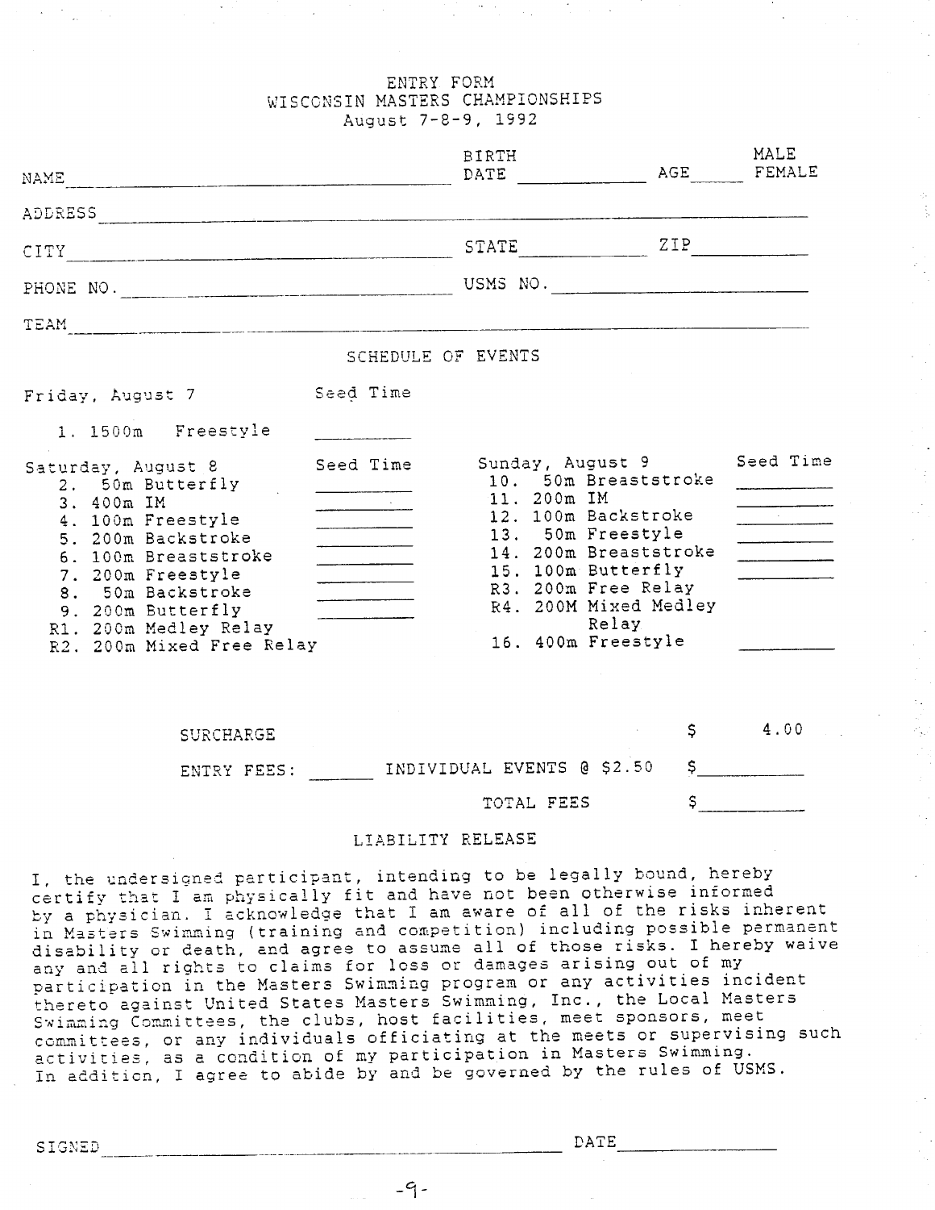# ENTRY FORM
## WISCONSIN MASTERS CHAMPIONSHIPS
### August 7-8-9, 1992

NAME ______________________________ BIRTH DATE ____________ AGE _____ MALE FEMALE

ADDRESS ______________________________________________________________

CITY ______________________________ STATE ____________ ZIP ____________

PHONE NO. ______________________________ USMS NO. ______________________________

TEAM ______________________________________________________________

## SCHEDULE OF EVENTS

**Friday, August 7** — Seed Time

1. 1500m Freestyle ________

**Saturday, August 8** — Seed Time

2. 50m Butterfly ________
3. 400m IM ________
4. 100m Freestyle ________
5. 200m Backstroke ________
6. 100m Breaststroke ________
7. 200m Freestyle ________
8. 50m Backstroke ________
9. 200m Butterfly ________

R1. 200m Medley Relay
R2. 200m Mixed Free Relay

**Sunday, August 9** — Seed Time

10. 50m Breaststroke ________
11. 200m IM ________
12. 100m Backstroke ________
13. 50m Freestyle ________
14. 200m Breaststroke ________
15. 100m Butterfly ________

R3. 200m Free Relay
R4. 200M Mixed Medley Relay

16. 400m Freestyle ________

SURCHARGE $ 4.00

ENTRY FEES: ______ INDIVIDUAL EVENTS @ $2.50 $__________

TOTAL FEES $__________

## LIABILITY RELEASE

I, the undersigned participant, intending to be legally bound, hereby certify that I am physically fit and have not been otherwise informed by a physician. I acknowledge that I am aware of all of the risks inherent in Masters Swimming (training and competition) including possible permanent disability or death, and agree to assume all of those risks. I hereby waive any and all rights to claims for loss or damages arising out of my participation in the Masters Swimming program or any activities incident thereto against United States Masters Swimming, Inc., the Local Masters Swimming Committees, the clubs, host facilities, meet sponsors, meet committees, or any individuals officiating at the meets or supervising such activities, as a condition of my participation in Masters Swimming. In addition, I agree to abide by and be governed by the rules of USMS.

SIGNED ______________________________________________ DATE ______________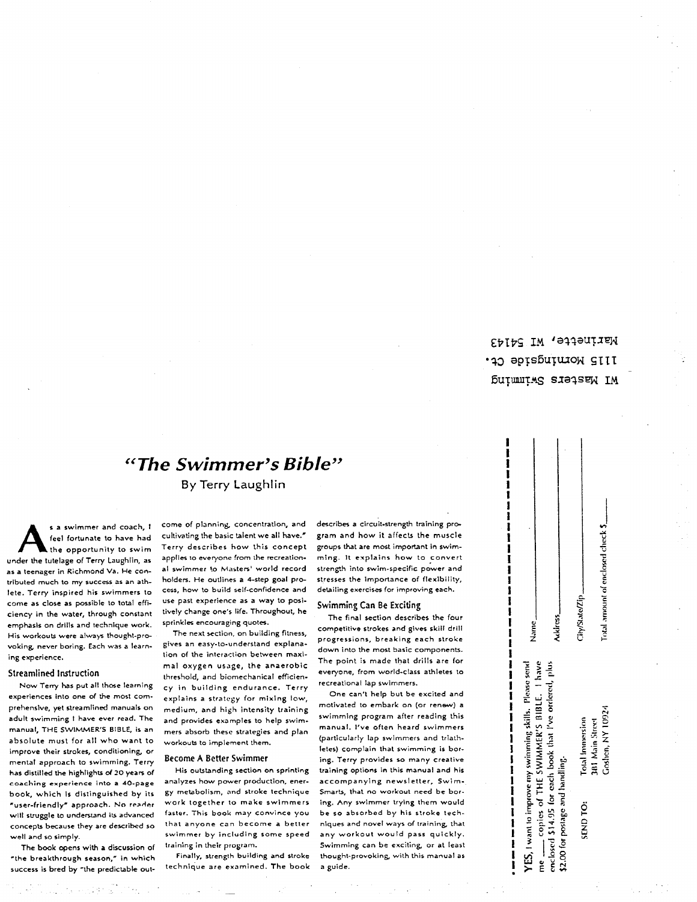WI Masters Swimming
1115 Morningside Ct.
Marinette, WI 54143

# "The Swimmer's Bible"

By Terry Laughlin

As a swimmer and coach, I feel fortunate to have had the opportunity to swim under the tutelage of Terry Laughlin, as as a teenager in Richmond Va. He contributed much to my success as an athlete. Terry inspired his swimmers to come as close as possible to total efficiency in the water, through constant emphasis on drills and technique work. His workouts were always thought-provoking, never boring. Each was a learning experience.

## Streamlined Instruction

Now Terry has put all those learning experiences into one of the most comprehensive, yet streamlined manuals on adult swimming I have ever read. The manual, THE SWIMMER'S BIBLE, is an absolute must for all who want to improve their strokes, conditioning, or mental approach to swimming. Terry has distilled the highlights of 20 years of coaching experience into a 40-page book, which is distinguished by its "user-friendly" approach. No reader will struggle to understand its advanced concepts because they are described so well and so simply.

The book opens with a discussion of "the breakthrough season," in which success is bred by "the predictable outcome of planning, concentration, and cultivating the basic talent we all have." Terry describes how this concept applies to everyone from the recreational swimmer to Masters' world record holders. He outlines a 4-step goal process, how to build self-confidence and use past experience as a way to positively change one's life. Throughout, he sprinkles encouraging quotes.

The next section, on building fitness, gives an easy-to-understand explanation of the interaction between maximal oxygen usage, the anaerobic threshold, and biomechanical efficiency in building endurance. Terry explains a strategy for mixing low, medium, and high intensity training and provides examples to help swimmers absorb these strategies and plan workouts to implement them.

## Become A Better Swimmer

His outstanding section on sprinting analyzes how power production, energy metabolism, and stroke technique work together to make swimmers faster. This book may convince you that anyone can become a better swimmer by including some speed training in their program.

Finally, strength building and stroke technique are examined. The book describes a circuit-strength training program and how it affects the muscle groups that are most important in swimming. It explains how to convert strength into swim-specific power and stresses the importance of flexibility, detailing exercises for improving each.

## Swimming Can Be Exciting

The final section describes the four competitive strokes and gives skill drill progressions, breaking each stroke down into the most basic components. The point is made that drills are for everyone, from world-class athletes to recreational lap swimmers.

One can't help but be excited and motivated to embark on (or renew) a swimming program after reading this manual. I've often heard swimmers (particularly lap swimmers and triathletes) complain that swimming is boring. Terry provides so many creative training options in this manual and his accompanying newsletter, Swim-Smarts, that no workout need be boring. Any swimmer trying them would be so absorbed by his stroke techniques and novel ways of training, that any workout would pass quickly. Swimming can be exciting, or at least thought-provoking, with this manual as a guide.

**YES,** I want to improve my swimming skills. Please send me \_\_\_\_ copies of THE SWIMMER'S BIBLE. I have enclosed $14.95 for each book that I've ordered, plus $2.00 for postage and handling.

Name\_\_\_\_\_\_\_\_\_\_

Address\_\_\_\_\_\_\_\_\_\_

City/State/Zip\_\_\_\_\_\_\_\_\_\_

Total amount of enclosed check $\_\_\_\_\_\_\_\_\_\_

SEND TO:

Total Immersion
381 Main Street
Goshen, NY 10924